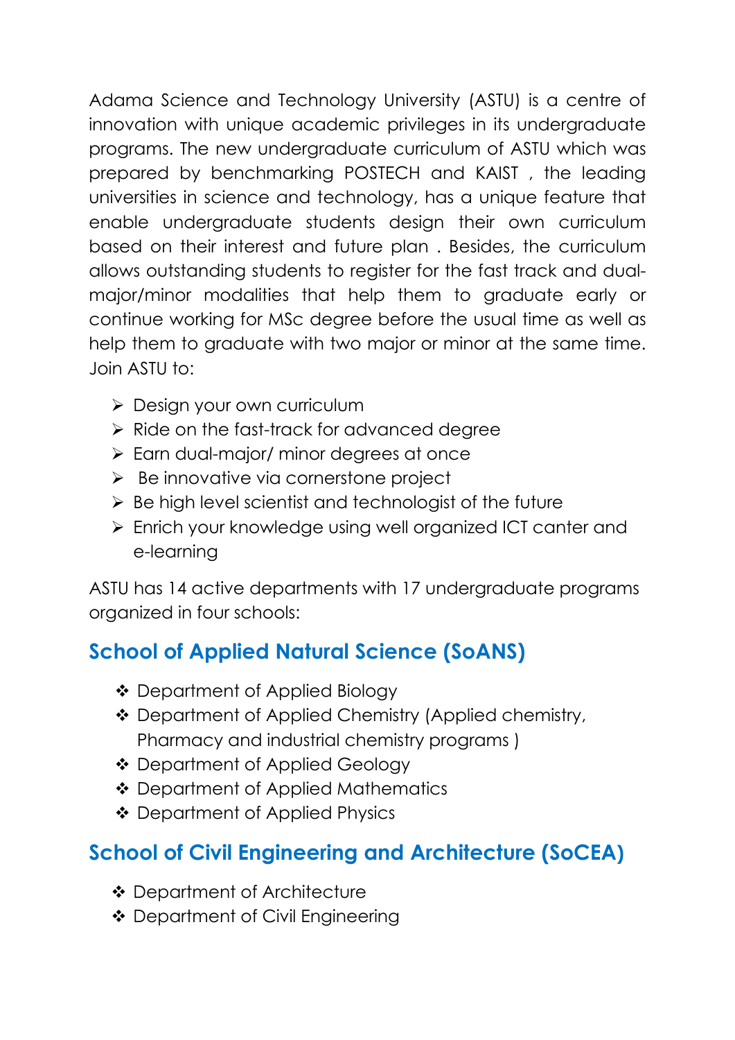Adama Science and Technology University (ASTU) is a centre of innovation with unique academic privileges in its undergraduate programs. The new undergraduate curriculum of ASTU which was prepared by benchmarking POSTECH and KAIST , the leading universities in science and technology, has a unique feature that enable undergraduate students design their own curriculum based on their interest and future plan . Besides, the curriculum allows outstanding students to register for the fast track and dual-major/minor modalities that help them to graduate early or continue working for MSc degree before the usual time as well as help them to graduate with two major or minor at the same time. Join ASTU to:

- Design your own curriculum
- Ride on the fast-track for advanced degree
- Earn dual-major/ minor degrees at once
- Be innovative via cornerstone project
- Be high level scientist and technologist of the future
- Enrich your knowledge using well organized ICT canter and e-learning

ASTU has 14 active departments with 17 undergraduate programs organized in four schools:

## School of Applied Natural Science (SoANS)

- Department of Applied Biology
- Department of Applied Chemistry (Applied chemistry, Pharmacy and industrial chemistry programs )
- Department of Applied Geology
- Department of Applied Mathematics
- Department of Applied Physics

## School of Civil Engineering and Architecture (SoCEA)

- Department of Architecture
- Department of Civil Engineering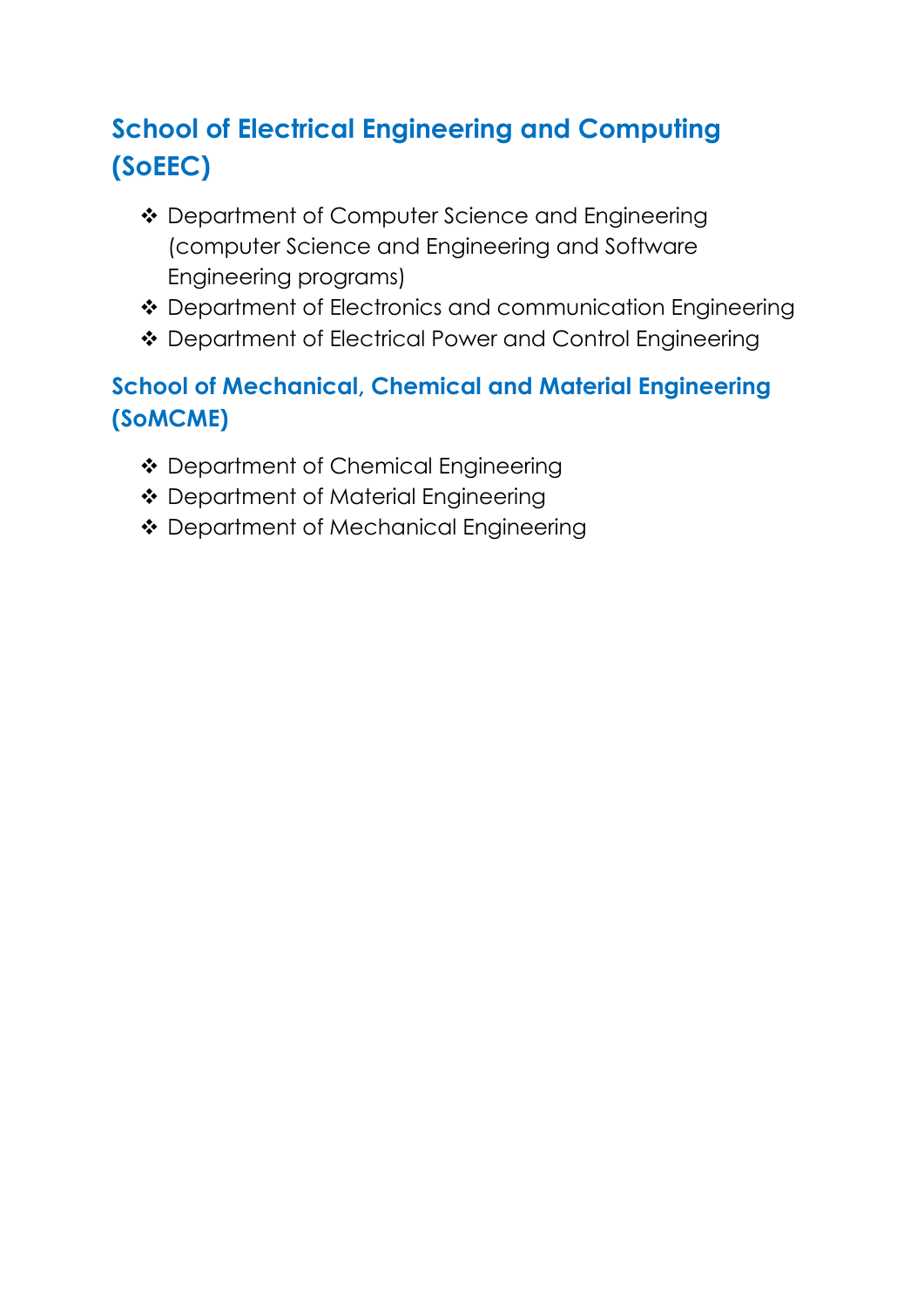## School of Electrical Engineering and Computing (SoEEC)

- Department of Computer Science and Engineering (computer Science and Engineering and Software Engineering programs)
- Department of Electronics and communication Engineering
- Department of Electrical Power and Control Engineering

### School of Mechanical, Chemical and Material Engineering (SoMCME)

- Department of Chemical Engineering
- Department of Material Engineering
- Department of Mechanical Engineering